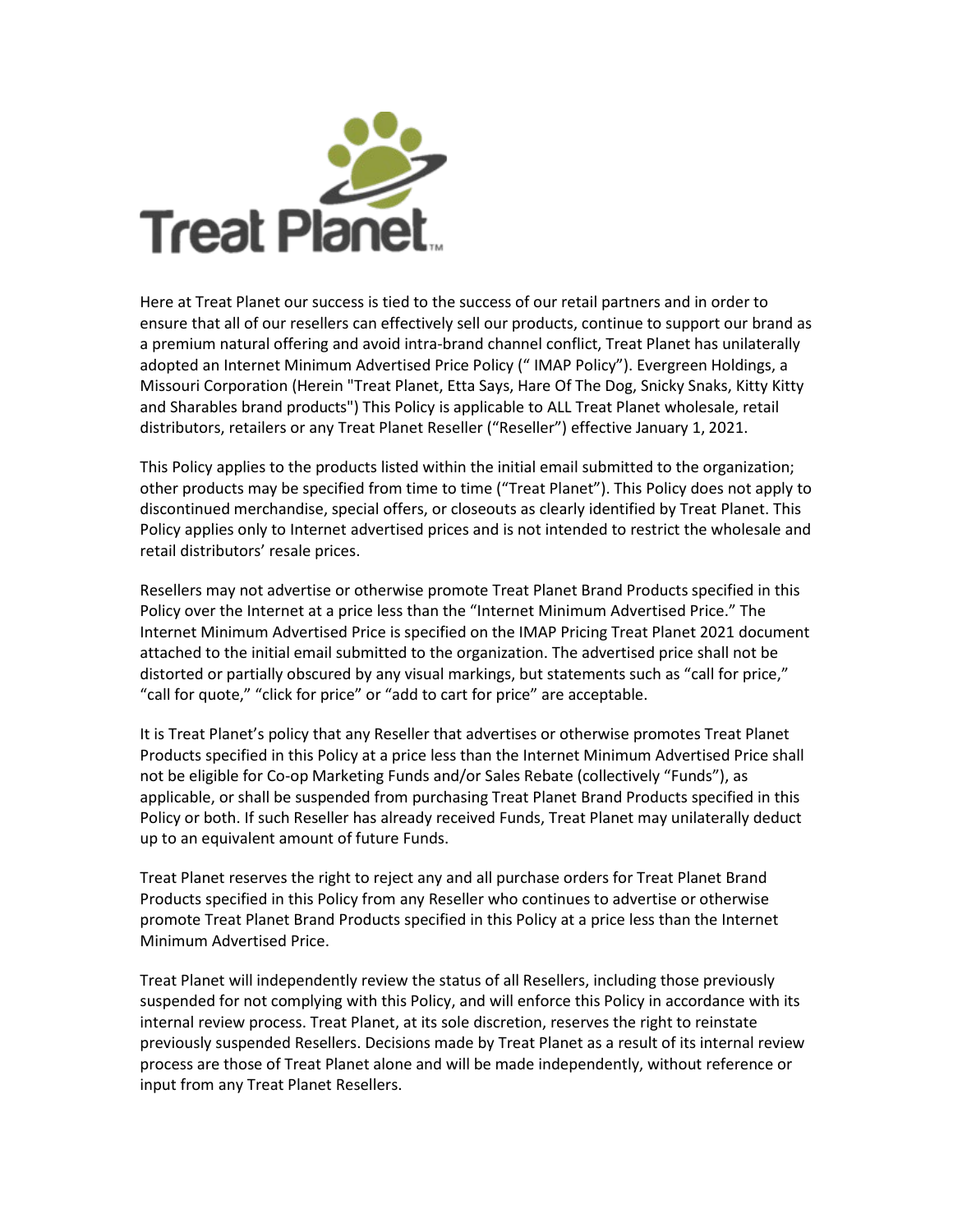Here at Treat Planet our success is tied to the success of our retail partners and in order to ensure that all of our resellers can effectively sell our products, continue to support our brand as a premium natural offering and avoid intra-brand channel conflict, Treat Planet has unilaterally adopted an Internet Minimum Advertised Price Policy (" IMAP Policy"). Evergreen Holdings, a Missouri Corporation (Herein "Treat Planet, Etta Says, Hare Of The Dog, Snicky Snaks, Kitty Kitty and Sharables brand products") This Policy is applicable to ALL Treat Planet wholesale, retail distributors, retailers or any Treat Planet Reseller ("Reseller") effective January 1, 2021.

This Policy applies to the products listed within the initial email submitted to the organization; other products may be specified from time to time ("Treat Planet"). This Policy does not apply to discontinued merchandise, special offers, or closeouts as clearly identified by Treat Planet. This Policy applies only to Internet advertised prices and is not intended to restrict the wholesale and retail distributors' resale prices.

Resellers may not advertise or otherwise promote Treat Planet Brand Products specified in this Policy over the Internet at a price less than the "Internet Minimum Advertised Price." The Internet Minimum Advertised Price is specified on the IMAP Pricing Treat Planet 2021 document attached to the initial email submitted to the organization. The advertised price shall not be distorted or partially obscured by any visual markings, but statements such as "call for price," "call for quote," "click for price" or "add to cart for price" are acceptable.

It is Treat Planet's policy that any Reseller that advertises or otherwise promotes Treat Planet Products specified in this Policy at a price less than the Internet Minimum Advertised Price shall not be eligible for Co-op Marketing Funds and/or Sales Rebate (collectively "Funds"), as applicable, or shall be suspended from purchasing Treat Planet Brand Products specified in this Policy or both. If such Reseller has already received Funds, Treat Planet may unilaterally deduct up to an equivalent amount of future Funds.

Treat Planet reserves the right to reject any and all purchase orders for Treat Planet Brand Products specified in this Policy from any Reseller who continues to advertise or otherwise promote Treat Planet Brand Products specified in this Policy at a price less than the Internet Minimum Advertised Price.

Treat Planet will independently review the status of all Resellers, including those previously suspended for not complying with this Policy, and will enforce this Policy in accordance with its internal review process. Treat Planet, at its sole discretion, reserves the right to reinstate previously suspended Resellers. Decisions made by Treat Planet as a result of its internal review process are those of Treat Planet alone and will be made independently, without reference or input from any Treat Planet Resellers.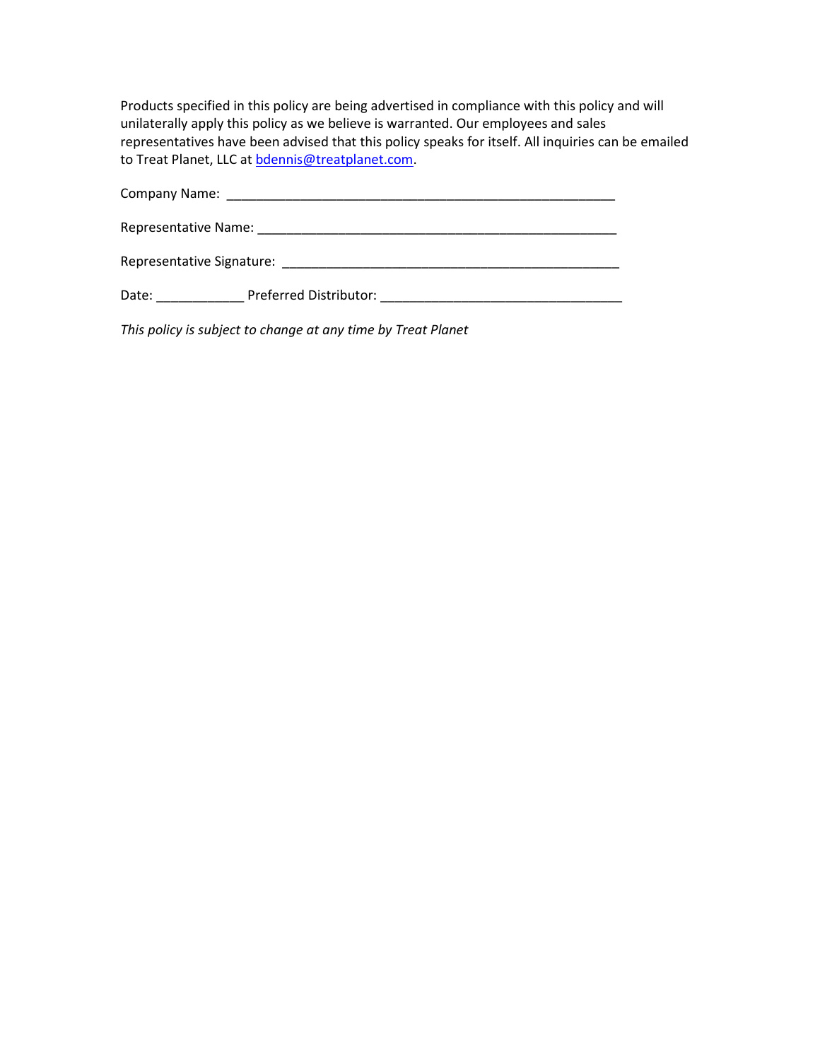Products specified in this policy are being advertised in compliance with this policy and will unilaterally apply this policy as we believe is warranted. Our employees and sales representatives have been advised that this policy speaks for itself. All inquiries can be emailed to Treat Planet, LLC at bdennis@treatplanet.com.

Company Name: _______________________________________________________

Representative Name: __________________________________________________

Representative Signature: ______________________________________________

Date: ____________ Preferred Distributor: _________________________________

*This policy is subject to change at any time by Treat Planet*